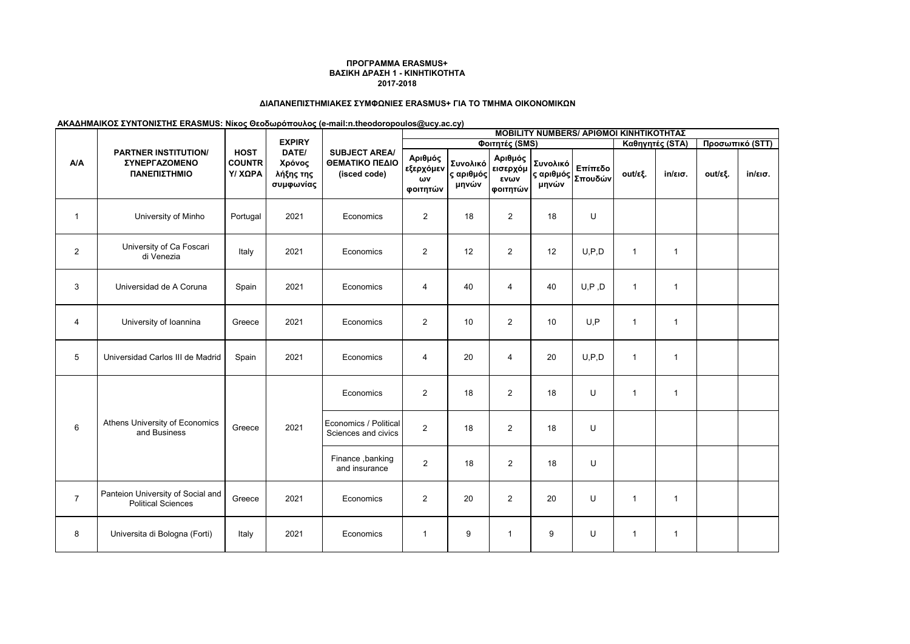**ΠΡΟΓΡΑΜΜΑ ERASMUS+**
**ΒΑΣΙΚΗ ΔΡΑΣΗ 1 - ΚΙΝΗΤΙΚΟΤΗΤΑ**
**2017-2018**

**ΔΙΑΠΑΝΕΠΙΣΤΗΜΙΑΚΕΣ ΣΥΜΦΩΝΙΕΣ ERASMUS+ ΓΙΑ ΤΟ ΤΜΗΜΑ ΟΙΚΟΝΟΜΙΚΩΝ**

**ΑΚΑΔΗΜΑΙΚΟΣ ΣΥΝΤΟΝΙΣΤΗΣ ERASMUS: Νίκος Θεοδωρόπουλος (e-mail:n.theodoropoulos@ucy.ac.cy)**

| Α/Α | PARTNER INSTITUTION/ ΣΥΝΕΡΓΑΖΟΜΕΝΟ ΠΑΝΕΠΙΣΤΗΜΙΟ | HOST COUNTRY/ ΧΩΡΑ | EXPIRY DATE/ Χρόνος λήξης της συμφωνίας | SUBJECT AREA/ ΘΕΜΑΤΙΚΟ ΠΕΔΙΟ (isced code) | MOBILITY NUMBERS/ ΑΡΙΘΜΟΙ ΚΙΝΗΤΙΚΟΤΗΤΑΣ | | | | | | | | |
|---|---|---|---|---|---|---|---|---|---|---|---|---|---|
| | | | | | Φοιτητές (SMS) | | | | | Καθηγητές (STA) | | Προσωπικό (STT) | |
| | | | | | Αριθμός εξερχόμενων φοιτητών | Συνολικός αριθμός μηνών | Αριθμός εισερχόμενων φοιτητών | Συνολικός αριθμός μηνών | Επίπεδο Σπουδών | out/εξ. | in/εισ. | out/εξ. | in/εισ. |
| 1 | University of Minho | Portugal | 2021 | Economics | 2 | 18 | 2 | 18 | U | | | | |
| 2 | University of Ca Foscari di Venezia | Italy | 2021 | Economics | 2 | 12 | 2 | 12 | U,P,D | 1 | 1 | | |
| 3 | Universidad de A Coruna | Spain | 2021 | Economics | 4 | 40 | 4 | 40 | U,P ,D | 1 | 1 | | |
| 4 | University of Ioannina | Greece | 2021 | Economics | 2 | 10 | 2 | 10 | U,P | 1 | 1 | | |
| 5 | Universidad Carlos III de Madrid | Spain | 2021 | Economics | 4 | 20 | 4 | 20 | U,P,D | 1 | 1 | | |
| 6 | Athens University of Economics and Business | Greece | 2021 | Economics | 2 | 18 | 2 | 18 | U | 1 | 1 | | |
| | | | | Economics / Political Sciences and civics | 2 | 18 | 2 | 18 | U | | | | |
| | | | | Finance ,banking and insurance | 2 | 18 | 2 | 18 | U | | | | |
| 7 | Panteion University of Social and Political Sciences | Greece | 2021 | Economics | 2 | 20 | 2 | 20 | U | 1 | 1 | | |
| 8 | Universita di Bologna (Forti) | Italy | 2021 | Economics | 1 | 9 | 1 | 9 | U | 1 | 1 | | |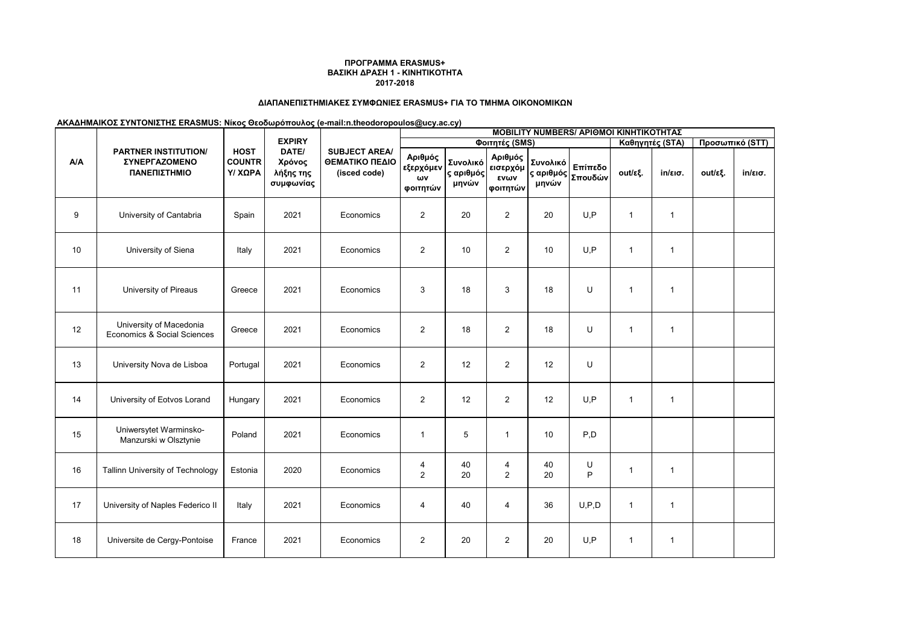**ΠΡΟΓΡΑΜΜΑ ERASMUS+**
**ΒΑΣΙΚΗ ΔΡΑΣΗ 1 - ΚΙΝΗΤΙΚΟΤΗΤΑ**
**2017-2018**

**ΔΙΑΠΑΝΕΠΙΣΤΗΜΙΑΚΕΣ ΣΥΜΦΩΝΙΕΣ ERASMUS+ ΓΙΑ ΤΟ ΤΜΗΜΑ ΟΙΚΟΝΟΜΙΚΩΝ**

**ΑΚΑΔΗΜΑΙΚΟΣ ΣΥΝΤΟΝΙΣΤΗΣ ERASMUS: Νίκος Θεοδωρόπουλος (e-mail:n.theodoropoulos@ucy.ac.cy)**

| Α/Α | PARTNER INSTITUTION/ ΣΥΝΕΡΓΑΖΟΜΕΝΟ ΠΑΝΕΠΙΣΤΗΜΙΟ | HOST COUNTRY/ ΧΩΡΑ | EXPIRY DATE/ Χρόνος λήξης της συμφωνίας | SUBJECT AREA/ ΘΕΜΑΤΙΚΟ ΠΕΔΙΟ (isced code) | MOBILITY NUMBERS/ ΑΡΙΘΜΟΙ ΚΙΝΗΤΙΚΟΤΗΤΑΣ | | | | | | | | |
|---|---|---|---|---|---|---|---|---|---|---|---|---|---|
| | | | | | Φοιτητές (SMS) | | | | | Καθηγητές (STA) | | Προσωπικό (STT) | |
| | | | | | Αριθμός εξερχόμενων φοιτητών | Συνολικός αριθμός μηνών | Αριθμός εισερχόμενων φοιτητών | Συνολικός αριθμός μηνών | Επίπεδο Σπουδών | out/εξ. | in/εισ. | out/εξ. | in/εισ. |
| 9 | University of Cantabria | Spain | 2021 | Economics | 2 | 20 | 2 | 20 | U,P | 1 | 1 | | |
| 10 | University of Siena | Italy | 2021 | Economics | 2 | 10 | 2 | 10 | U,P | 1 | 1 | | |
| 11 | University of Pireaus | Greece | 2021 | Economics | 3 | 18 | 3 | 18 | U | 1 | 1 | | |
| 12 | University of Macedonia Economics & Social Sciences | Greece | 2021 | Economics | 2 | 18 | 2 | 18 | U | 1 | 1 | | |
| 13 | University Nova de Lisboa | Portugal | 2021 | Economics | 2 | 12 | 2 | 12 | U | | | | |
| 14 | University of Eotvos Lorand | Hungary | 2021 | Economics | 2 | 12 | 2 | 12 | U,P | 1 | 1 | | |
| 15 | Uniwersytet Warminsko-Manzurski w Olsztynie | Poland | 2021 | Economics | 1 | 5 | 1 | 10 | P,D | | | | |
| 16 | Tallinn University of Technology | Estonia | 2020 | Economics | 4<br>2 | 40<br>20 | 4<br>2 | 40<br>20 | U<br>P | 1 | 1 | | |
| 17 | University of Naples Federico II | Italy | 2021 | Economics | 4 | 40 | 4 | 36 | U,P,D | 1 | 1 | | |
| 18 | Universite de Cergy-Pontoise | France | 2021 | Economics | 2 | 20 | 2 | 20 | U,P | 1 | 1 | | |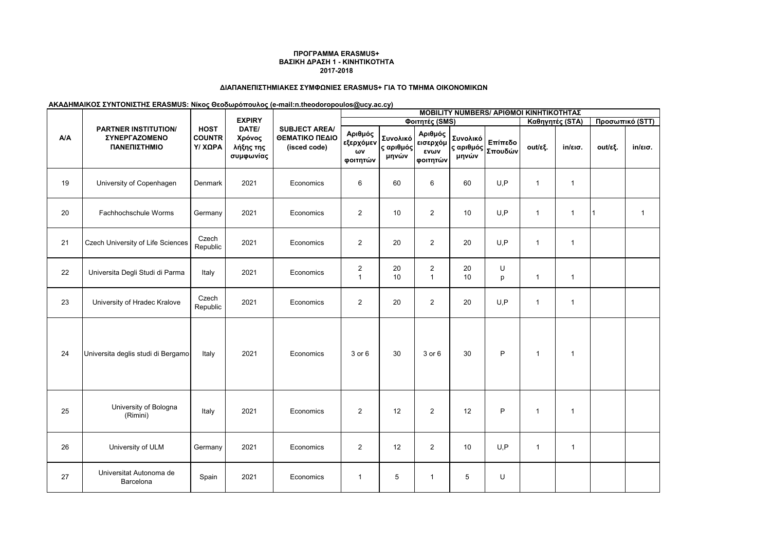**ΠΡΟΓΡΑΜΜΑ ERASMUS+**
**ΒΑΣΙΚΗ ΔΡΑΣΗ 1 - ΚΙΝΗΤΙΚΟΤΗΤΑ**
**2017-2018**

**ΔΙΑΠΑΝΕΠΙΣΤΗΜΙΑΚΕΣ ΣΥΜΦΩΝΙΕΣ ERASMUS+ ΓΙΑ ΤΟ ΤΜΗΜΑ ΟΙΚΟΝΟΜΙΚΩΝ**

**ΑΚΑΔΗΜΑΙΚΟΣ ΣΥΝΤΟΝΙΣΤΗΣ ERASMUS: Νίκος Θεοδωρόπουλος (e-mail:n.theodoropoulos@ucy.ac.cy)**

| Α/Α | PARTNER INSTITUTION/ ΣΥΝΕΡΓΑΖΟΜΕΝΟ ΠΑΝΕΠΙΣΤΗΜΙΟ | HOST COUNTRY/ ΧΩΡΑ | EXPIRY DATE/ Χρόνος λήξης της συμφωνίας | SUBJECT AREA/ ΘΕΜΑΤΙΚΟ ΠΕΔΙΟ (isced code) | MOBILITY NUMBERS/ ΑΡΙΘΜΟΙ ΚΙΝΗΤΙΚΟΤΗΤΑΣ | | | | | | | | |
|---|---|---|---|---|---|---|---|---|---|---|---|---|---|
| | | | | | Φοιτητές (SMS) | | | | | Καθηγητές (STA) | | Προσωπικό (STT) | |
| | | | | | Αριθμός εξερχόμενων φοιτητών | Συνολικός αριθμός μηνών | Αριθμός εισερχόμενων φοιτητών | Συνολικός αριθμός μηνών | Επίπεδο Σπουδών | out/εξ. | in/εισ. | out/εξ. | in/εισ. |
| 19 | University of Copenhagen | Denmark | 2021 | Economics | 6 | 60 | 6 | 60 | U,P | 1 | 1 | | |
| 20 | Fachhochschule Worms | Germany | 2021 | Economics | 2 | 10 | 2 | 10 | U,P | 1 | 1 | 1 | 1 |
| 21 | Czech University of Life Sciences | Czech Republic | 2021 | Economics | 2 | 20 | 2 | 20 | U,P | 1 | 1 | | |
| 22 | Universita Degli Studi di Parma | Italy | 2021 | Economics | 2<br>1 | 20<br>10 | 2<br>1 | 20<br>10 | U<br>p | 1 | 1 | | |
| 23 | University of Hradec Kralove | Czech Republic | 2021 | Economics | 2 | 20 | 2 | 20 | U,P | 1 | 1 | | |
| 24 | Universita deglis studi di Bergamo | Italy | 2021 | Economics | 3 or 6 | 30 | 3 or 6 | 30 | P | 1 | 1 | | |
| 25 | University of Bologna (Rimini) | Italy | 2021 | Economics | 2 | 12 | 2 | 12 | P | 1 | 1 | | |
| 26 | University of ULM | Germany | 2021 | Economics | 2 | 12 | 2 | 10 | U,P | 1 | 1 | | |
| 27 | Universitat Autonoma de Barcelona | Spain | 2021 | Economics | 1 | 5 | 1 | 5 | U | | | | |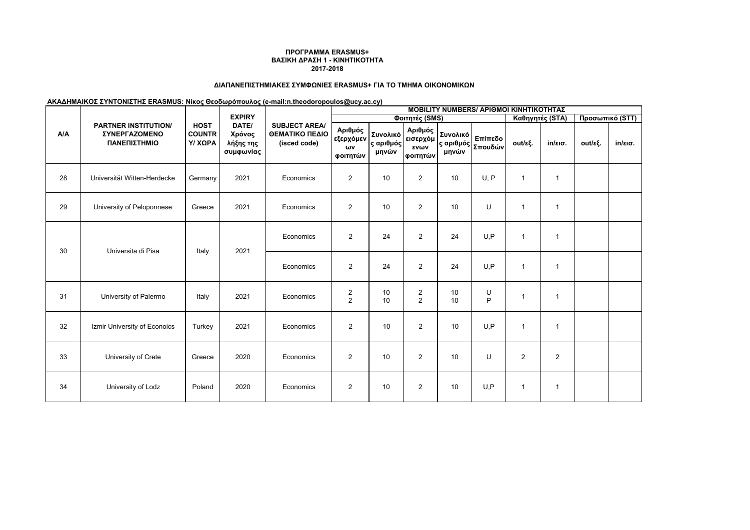**ΠΡΟΓΡΑΜΜΑ ERASMUS+**
**ΒΑΣΙΚΗ ΔΡΑΣΗ 1 - ΚΙΝΗΤΙΚΟΤΗΤΑ**
**2017-2018**

**ΔΙΑΠΑΝΕΠΙΣΤΗΜΙΑΚΕΣ ΣΥΜΦΩΝΙΕΣ ERASMUS+ ΓΙΑ ΤΟ ΤΜΗΜΑ ΟΙΚΟΝΟΜΙΚΩΝ**

**ΑΚΑΔΗΜΑΪΚΟΣ ΣΥΝΤΟΝΙΣΤΗΣ ERASMUS: Νίκος Θεοδωρόπουλος (e-mail:n.theodoropoulos@ucy.ac.cy)**

| A/A | PARTNER INSTITUTION/ ΣΥΝΕΡΓΑΖΟΜΕΝΟ ΠΑΝΕΠΙΣΤΗΜΙΟ | HOST COUNTRY/ ΧΩΡΑ | EXPIRY DATE/ Χρόνος λήξης της συμφωνίας | SUBJECT AREA/ ΘΕΜΑΤΙΚΟ ΠΕΔΙΟ (isced code) | MOBILITY NUMBERS/ ΑΡΙΘΜΟΙ ΚΙΝΗΤΙΚΟΤΗΤΑΣ — Φοιτητές (SMS): Αριθμός εξερχόμενων φοιτητών | Συνολικός αριθμός μηνών | Αριθμός εισερχόμενων φοιτητών | Συνολικός αριθμός μηνών | Επίπεδο Σπουδών | Καθηγητές (STA): out/εξ. | in/εισ. | Προσωπικό (STT): out/εξ. | in/εισ. |
|---|---|---|---|---|---|---|---|---|---|---|---|---|---|
| 28 | Universität Witten-Herdecke | Germany | 2021 | Economics | 2 | 10 | 2 | 10 | U, P | 1 | 1 | | |
| 29 | University of Peloponnese | Greece | 2021 | Economics | 2 | 10 | 2 | 10 | U | 1 | 1 | | |
| 30 | Universita di Pisa | Italy | 2021 | Economics | 2 | 24 | 2 | 24 | U,P | 1 | 1 | | |
| | | | | Economics | 2 | 24 | 2 | 24 | U,P | 1 | 1 | | |
| 31 | University of Palermo | Italy | 2021 | Economics | 2<br>2 | 10<br>10 | 2<br>2 | 10<br>10 | U<br>P | 1 | 1 | | |
| 32 | Izmir University of Econoics | Turkey | 2021 | Economics | 2 | 10 | 2 | 10 | U,P | 1 | 1 | | |
| 33 | University of Crete | Greece | 2020 | Economics | 2 | 10 | 2 | 10 | U | 2 | 2 | | |
| 34 | University of Lodz | Poland | 2020 | Economics | 2 | 10 | 2 | 10 | U,P | 1 | 1 | | |